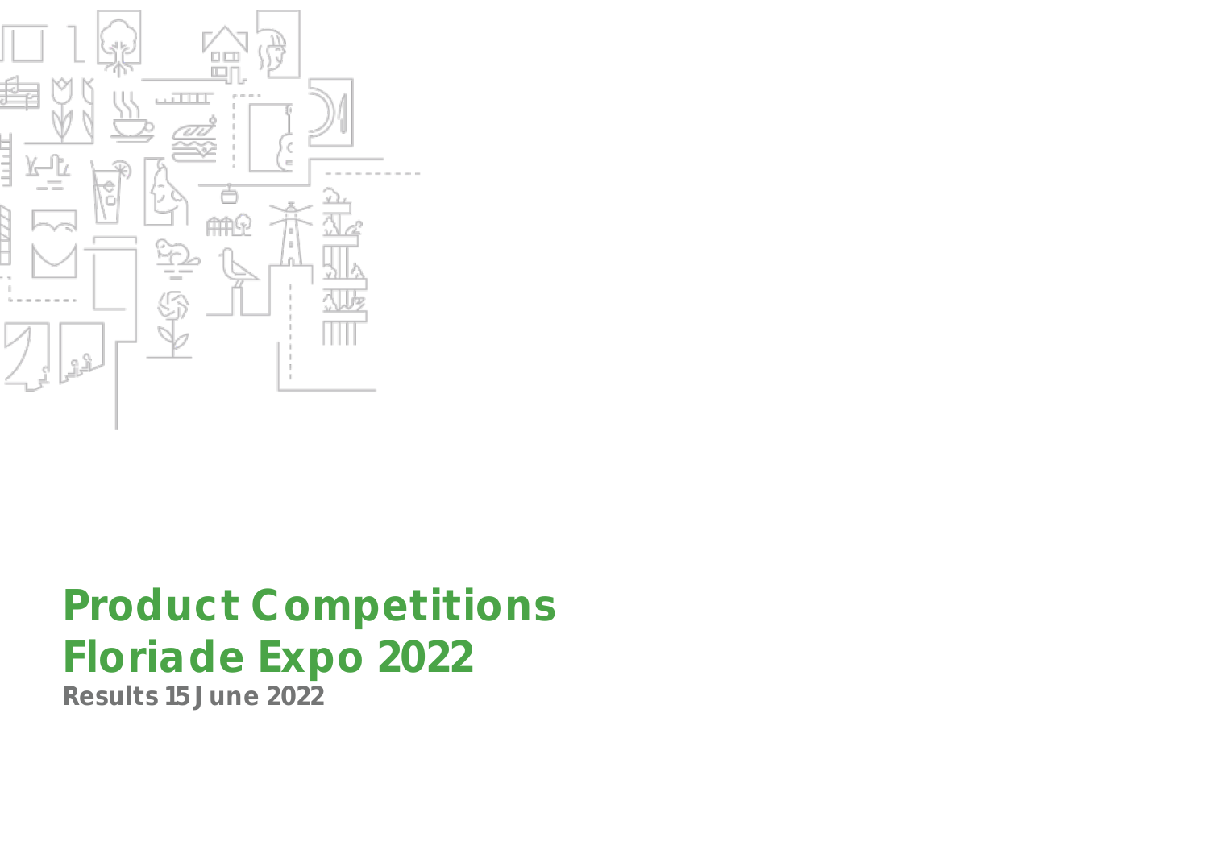# Product Competitions Floriade Expo 2022

**Results 15 June 2022**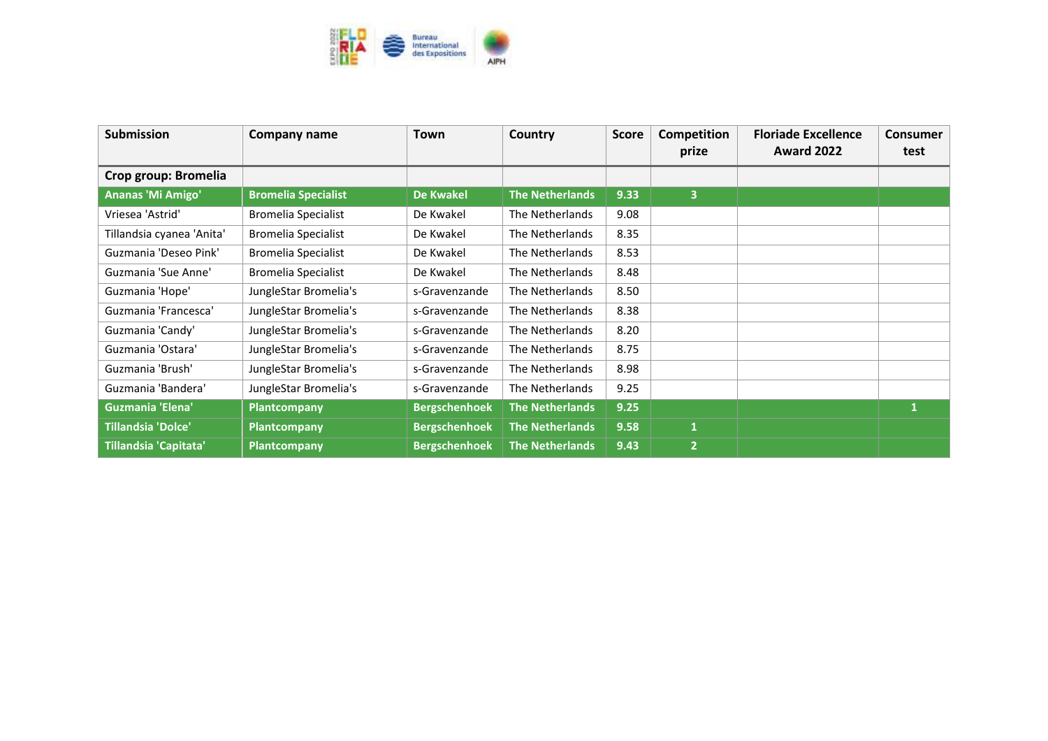| Submission | Company name | Town | Country | Score | Competition prize | Floriade Excellence Award 2022 | Consumer test |
|---|---|---|---|---|---|---|---|
| **Crop group: Bromelia** | | | | | | | |
| **Ananas 'Mi Amigo'** | **Bromelia Specialist** | **De Kwakel** | **The Netherlands** | **9.33** | **3** | | |
| Vriesea 'Astrid' | Bromelia Specialist | De Kwakel | The Netherlands | 9.08 | | | |
| Tillandsia cyanea 'Anita' | Bromelia Specialist | De Kwakel | The Netherlands | 8.35 | | | |
| Guzmania 'Deseo Pink' | Bromelia Specialist | De Kwakel | The Netherlands | 8.53 | | | |
| Guzmania 'Sue Anne' | Bromelia Specialist | De Kwakel | The Netherlands | 8.48 | | | |
| Guzmania 'Hope' | JungleStar Bromelia's | s-Gravenzande | The Netherlands | 8.50 | | | |
| Guzmania 'Francesca' | JungleStar Bromelia's | s-Gravenzande | The Netherlands | 8.38 | | | |
| Guzmania 'Candy' | JungleStar Bromelia's | s-Gravenzande | The Netherlands | 8.20 | | | |
| Guzmania 'Ostara' | JungleStar Bromelia's | s-Gravenzande | The Netherlands | 8.75 | | | |
| Guzmania 'Brush' | JungleStar Bromelia's | s-Gravenzande | The Netherlands | 8.98 | | | |
| Guzmania 'Bandera' | JungleStar Bromelia's | s-Gravenzande | The Netherlands | 9.25 | | | |
| **Guzmania 'Elena'** | **Plantcompany** | **Bergschenhoek** | **The Netherlands** | **9.25** | | | **1** |
| **Tillandsia 'Dolce'** | **Plantcompany** | **Bergschenhoek** | **The Netherlands** | **9.58** | **1** | | |
| **Tillandsia 'Capitata'** | **Plantcompany** | **Bergschenhoek** | **The Netherlands** | **9.43** | **2** | | |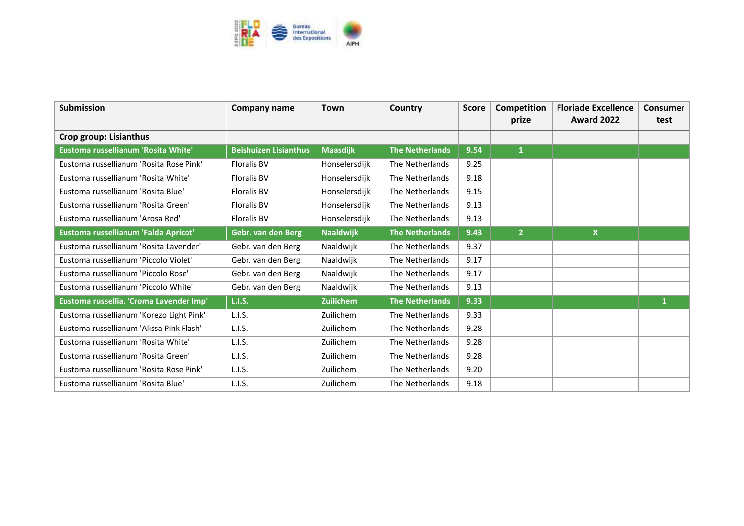| Submission | Company name | Town | Country | Score | Competition prize | Floriade Excellence Award 2022 | Consumer test |
|---|---|---|---|---|---|---|---|
| **Crop group: Lisianthus** | | | | | | | |
| **Eustoma russellianum 'Rosita White'** | **Beishuizen Lisianthus** | **Maasdijk** | **The Netherlands** | **9.54** | **1** | | |
| Eustoma russellianum 'Rosita Rose Pink' | Floralis BV | Honselersdijk | The Netherlands | 9.25 | | | |
| Eustoma russellianum 'Rosita White' | Floralis BV | Honselersdijk | The Netherlands | 9.18 | | | |
| Eustoma russellianum 'Rosita Blue' | Floralis BV | Honselersdijk | The Netherlands | 9.15 | | | |
| Eustoma russellianum 'Rosita Green' | Floralis BV | Honselersdijk | The Netherlands | 9.13 | | | |
| Eustoma russellianum 'Arosa Red' | Floralis BV | Honselersdijk | The Netherlands | 9.13 | | | |
| **Eustoma russellianum 'Falda Apricot'** | **Gebr. van den Berg** | **Naaldwijk** | **The Netherlands** | **9.43** | **2** | **X** | |
| Eustoma russellianum 'Rosita Lavender' | Gebr. van den Berg | Naaldwijk | The Netherlands | 9.37 | | | |
| Eustoma russellianum 'Piccolo Violet' | Gebr. van den Berg | Naaldwijk | The Netherlands | 9.17 | | | |
| Eustoma russellianum 'Piccolo Rose' | Gebr. van den Berg | Naaldwijk | The Netherlands | 9.17 | | | |
| Eustoma russellianum 'Piccolo White' | Gebr. van den Berg | Naaldwijk | The Netherlands | 9.13 | | | |
| **Eustoma russellia. 'Croma Lavender Imp'** | **L.I.S.** | **Zuilichem** | **The Netherlands** | **9.33** | | | **1** |
| Eustoma russellianum 'Korezo Light Pink' | L.I.S. | Zuilichem | The Netherlands | 9.33 | | | |
| Eustoma russellianum 'Alissa Pink Flash' | L.I.S. | Zuilichem | The Netherlands | 9.28 | | | |
| Eustoma russellianum 'Rosita White' | L.I.S. | Zuilichem | The Netherlands | 9.28 | | | |
| Eustoma russellianum 'Rosita Green' | L.I.S. | Zuilichem | The Netherlands | 9.28 | | | |
| Eustoma russellianum 'Rosita Rose Pink' | L.I.S. | Zuilichem | The Netherlands | 9.20 | | | |
| Eustoma russellianum 'Rosita Blue' | L.I.S. | Zuilichem | The Netherlands | 9.18 | | | |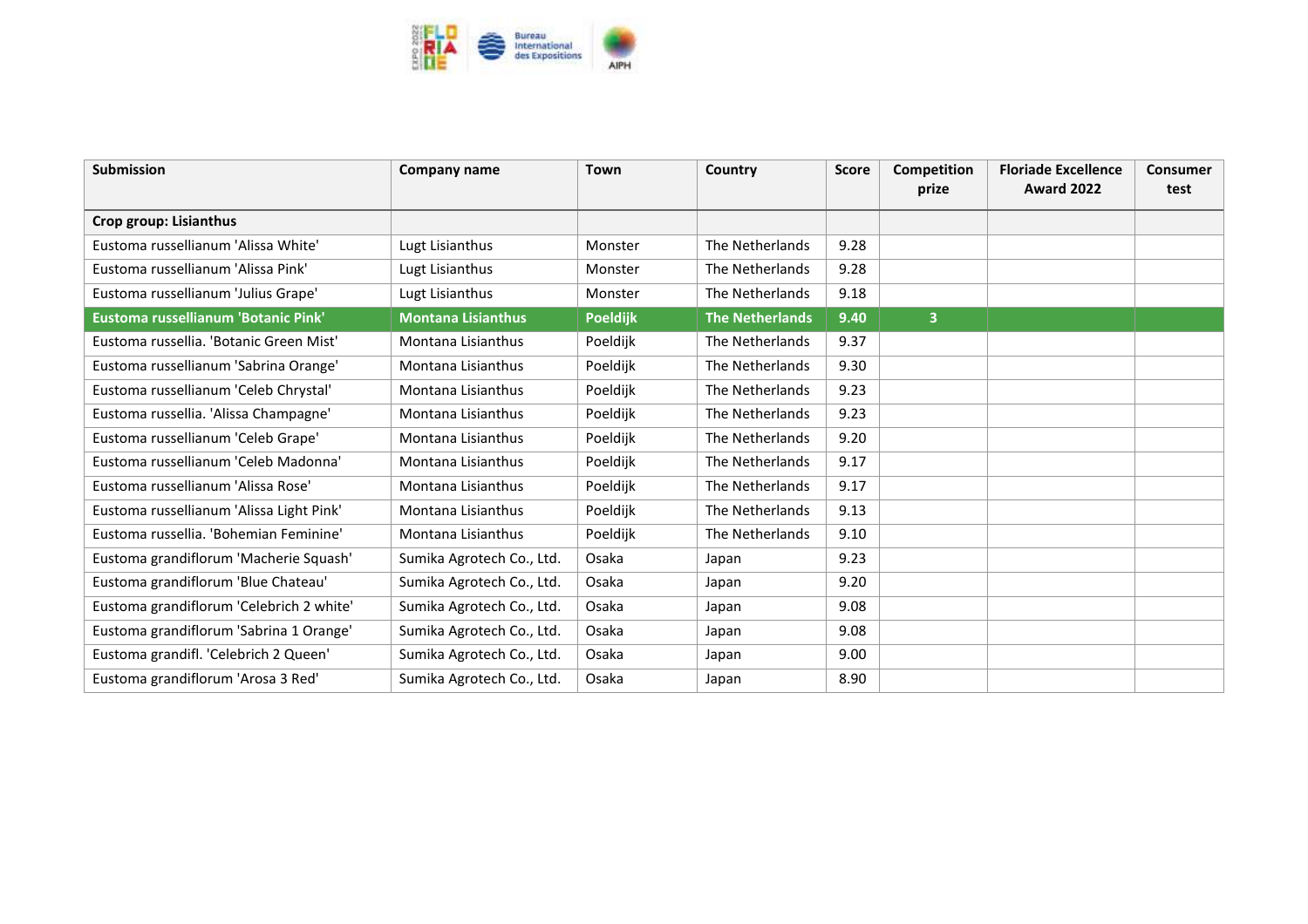| Submission | Company name | Town | Country | Score | Competition prize | Floriade Excellence Award 2022 | Consumer test |
|---|---|---|---|---|---|---|---|
| **Crop group: Lisianthus** | | | | | | | |
| Eustoma russellianum 'Alissa White' | Lugt Lisianthus | Monster | The Netherlands | 9.28 | | | |
| Eustoma russellianum 'Alissa Pink' | Lugt Lisianthus | Monster | The Netherlands | 9.28 | | | |
| Eustoma russellianum 'Julius Grape' | Lugt Lisianthus | Monster | The Netherlands | 9.18 | | | |
| **Eustoma russellianum 'Botanic Pink'** | **Montana Lisianthus** | **Poeldijk** | **The Netherlands** | **9.40** | **3** | | |
| Eustoma russellia. 'Botanic Green Mist' | Montana Lisianthus | Poeldijk | The Netherlands | 9.37 | | | |
| Eustoma russellianum 'Sabrina Orange' | Montana Lisianthus | Poeldijk | The Netherlands | 9.30 | | | |
| Eustoma russellianum 'Celeb Chrystal' | Montana Lisianthus | Poeldijk | The Netherlands | 9.23 | | | |
| Eustoma russellia. 'Alissa Champagne' | Montana Lisianthus | Poeldijk | The Netherlands | 9.23 | | | |
| Eustoma russellianum 'Celeb Grape' | Montana Lisianthus | Poeldijk | The Netherlands | 9.20 | | | |
| Eustoma russellianum 'Celeb Madonna' | Montana Lisianthus | Poeldijk | The Netherlands | 9.17 | | | |
| Eustoma russellianum 'Alissa Rose' | Montana Lisianthus | Poeldijk | The Netherlands | 9.17 | | | |
| Eustoma russellianum 'Alissa Light Pink' | Montana Lisianthus | Poeldijk | The Netherlands | 9.13 | | | |
| Eustoma russellia. 'Bohemian Feminine' | Montana Lisianthus | Poeldijk | The Netherlands | 9.10 | | | |
| Eustoma grandiflorum 'Macherie Squash' | Sumika Agrotech Co., Ltd. | Osaka | Japan | 9.23 | | | |
| Eustoma grandiflorum 'Blue Chateau' | Sumika Agrotech Co., Ltd. | Osaka | Japan | 9.20 | | | |
| Eustoma grandiflorum 'Celebrich 2 white' | Sumika Agrotech Co., Ltd. | Osaka | Japan | 9.08 | | | |
| Eustoma grandiflorum 'Sabrina 1 Orange' | Sumika Agrotech Co., Ltd. | Osaka | Japan | 9.08 | | | |
| Eustoma grandifl. 'Celebrich 2 Queen' | Sumika Agrotech Co., Ltd. | Osaka | Japan | 9.00 | | | |
| Eustoma grandiflorum 'Arosa 3 Red' | Sumika Agrotech Co., Ltd. | Osaka | Japan | 8.90 | | | |